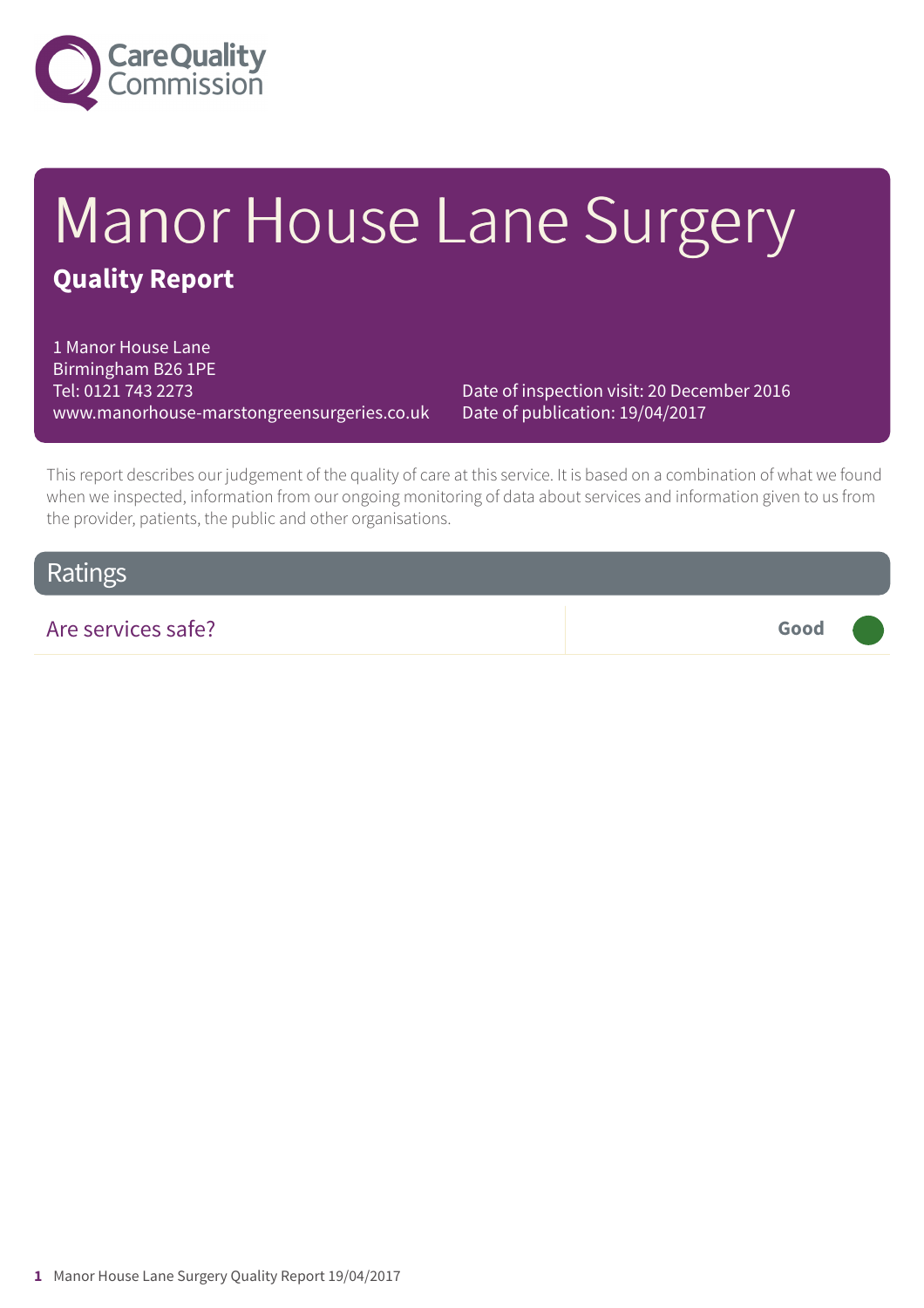Care Quality Commission

# Manor House Lane Surgery

## Quality Report

1 Manor House Lane
Birmingham B26 1PE
Tel: 0121 743 2273
www.manorhouse-marstongreensurgeries.co.uk

Date of inspection visit: 20 December 2016
Date of publication: 19/04/2017

This report describes our judgement of the quality of care at this service. It is based on a combination of what we found when we inspected, information from our ongoing monitoring of data about services and information given to us from the provider, patients, the public and other organisations.

## Ratings

| Are services safe? | Good |
|---|---|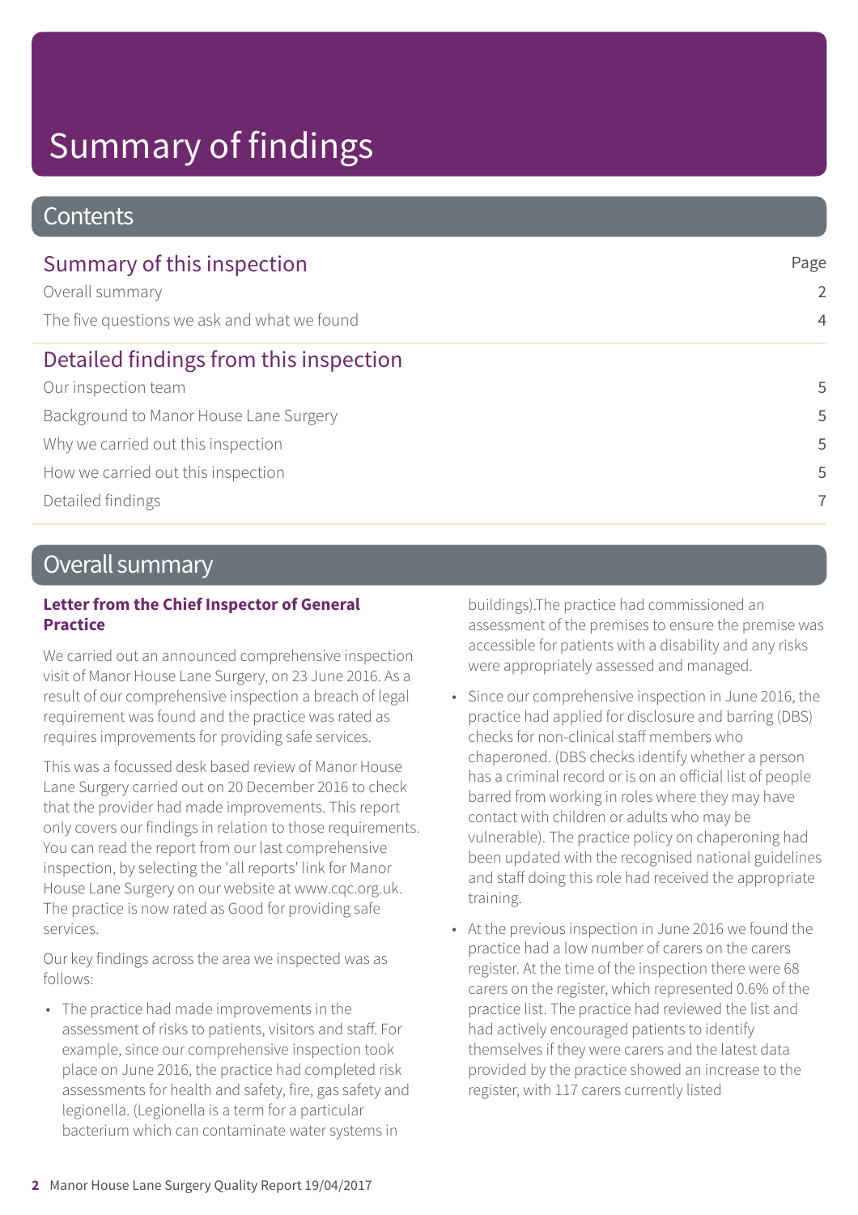# Summary of findings

## Contents

| Summary of this inspection | Page |
|---|---|
| Overall summary | 2 |
| The five questions we ask and what we found | 4 |
| **Detailed findings from this inspection** | |
| Our inspection team | 5 |
| Background to Manor House Lane Surgery | 5 |
| Why we carried out this inspection | 5 |
| How we carried out this inspection | 5 |
| Detailed findings | 7 |

## Overall summary

### Letter from the Chief Inspector of General Practice

We carried out an announced comprehensive inspection visit of Manor House Lane Surgery, on 23 June 2016. As a result of our comprehensive inspection a breach of legal requirement was found and the practice was rated as requires improvements for providing safe services.

This was a focussed desk based review of Manor House Lane Surgery carried out on 20 December 2016 to check that the provider had made improvements. This report only covers our findings in relation to those requirements. You can read the report from our last comprehensive inspection, by selecting the 'all reports' link for Manor House Lane Surgery on our website at www.cqc.org.uk. The practice is now rated as Good for providing safe services.

Our key findings across the area we inspected was as follows:

- The practice had made improvements in the assessment of risks to patients, visitors and staff. For example, since our comprehensive inspection took place on June 2016, the practice had completed risk assessments for health and safety, fire, gas safety and legionella. (Legionella is a term for a particular bacterium which can contaminate water systems in buildings).The practice had commissioned an assessment of the premises to ensure the premise was accessible for patients with a disability and any risks were appropriately assessed and managed.
- Since our comprehensive inspection in June 2016, the practice had applied for disclosure and barring (DBS) checks for non-clinical staff members who chaperoned. (DBS checks identify whether a person has a criminal record or is on an official list of people barred from working in roles where they may have contact with children or adults who may be vulnerable). The practice policy on chaperoning had been updated with the recognised national guidelines and staff doing this role had received the appropriate training.
- At the previous inspection in June 2016 we found the practice had a low number of carers on the carers register. At the time of the inspection there were 68 carers on the register, which represented 0.6% of the practice list. The practice had reviewed the list and had actively encouraged patients to identify themselves if they were carers and the latest data provided by the practice showed an increase to the register, with 117 carers currently listed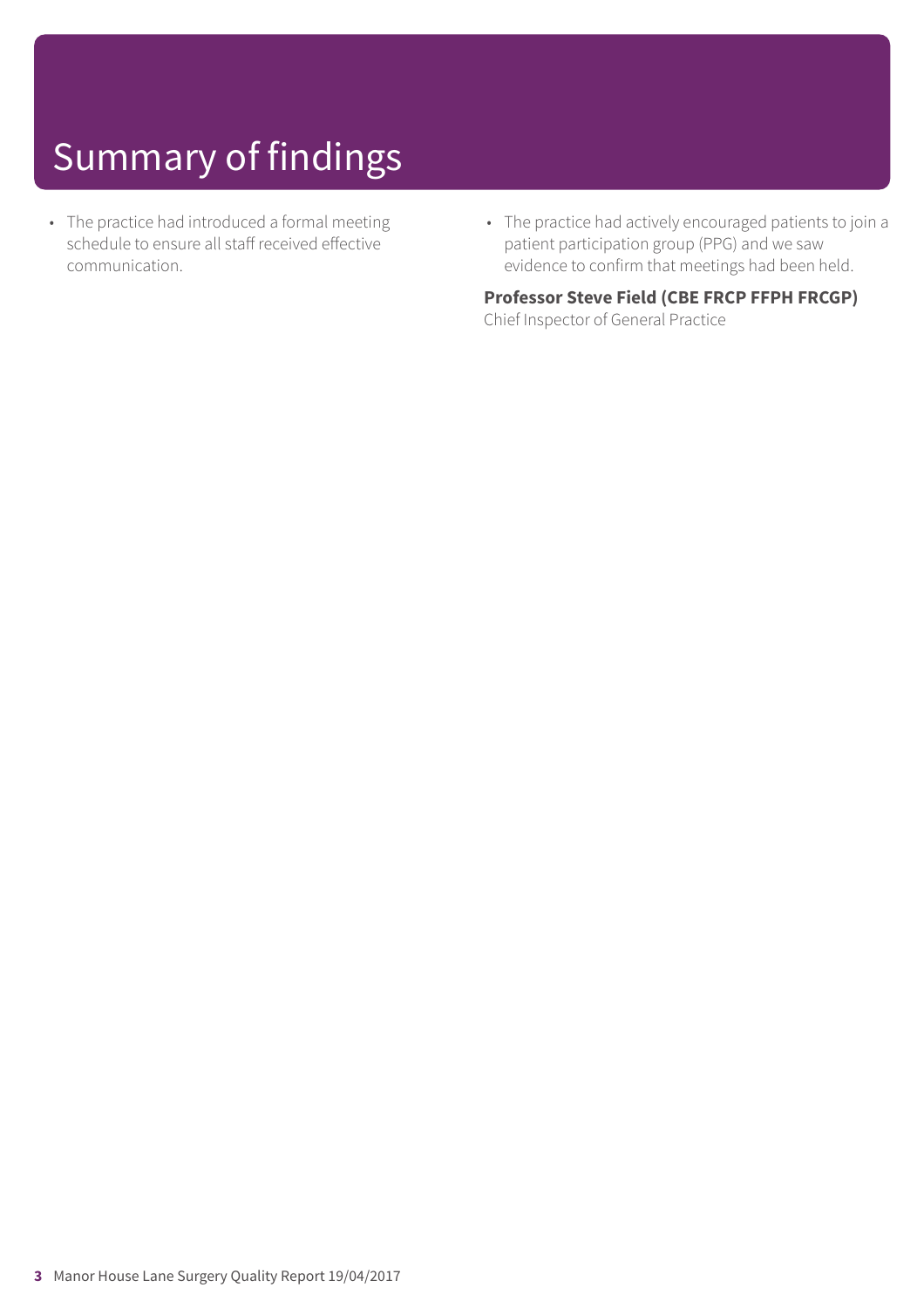# Summary of findings

- The practice had introduced a formal meeting schedule to ensure all staff received effective communication.
- The practice had actively encouraged patients to join a patient participation group (PPG) and we saw evidence to confirm that meetings had been held.

**Professor Steve Field (CBE FRCP FFPH FRCGP)**
Chief Inspector of General Practice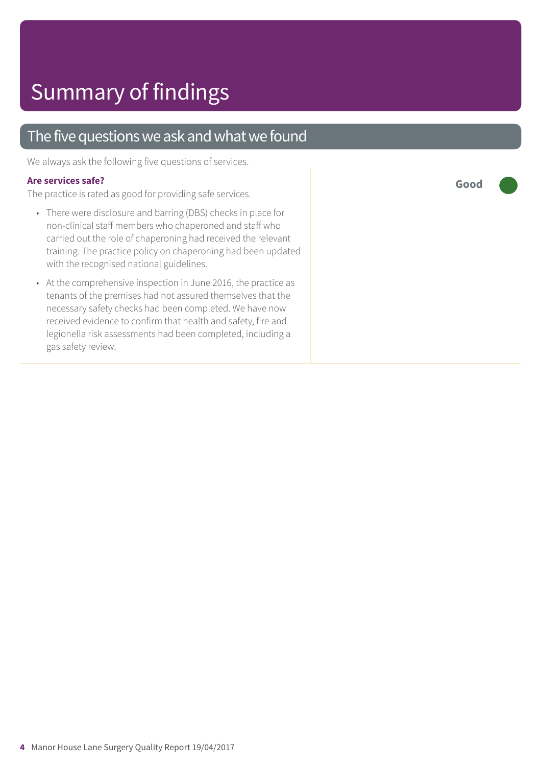# Summary of findings

## The five questions we ask and what we found

We always ask the following five questions of services.

**Are services safe?**

**Good**

The practice is rated as good for providing safe services.

- There were disclosure and barring (DBS) checks in place for non-clinical staff members who chaperoned and staff who carried out the role of chaperoning had received the relevant training. The practice policy on chaperoning had been updated with the recognised national guidelines.
- At the comprehensive inspection in June 2016, the practice as tenants of the premises had not assured themselves that the necessary safety checks had been completed. We have now received evidence to confirm that health and safety, fire and legionella risk assessments had been completed, including a gas safety review.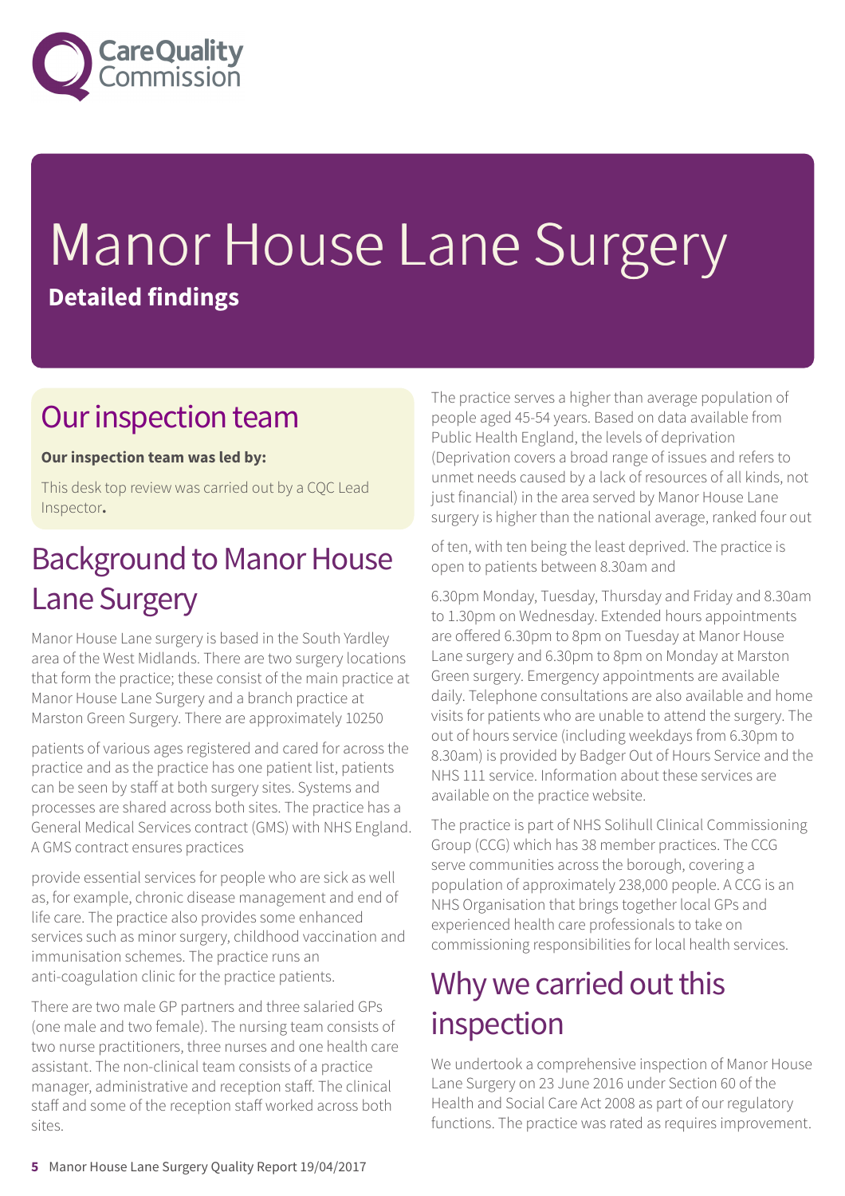# Manor House Lane Surgery

**Detailed findings**

## Our inspection team

**Our inspection team was led by:**

This desk top review was carried out by a CQC Lead Inspector**.**

## Background to Manor House Lane Surgery

Manor House Lane surgery is based in the South Yardley area of the West Midlands. There are two surgery locations that form the practice; these consist of the main practice at Manor House Lane Surgery and a branch practice at Marston Green Surgery. There are approximately 10250 patients of various ages registered and cared for across the practice and as the practice has one patient list, patients can be seen by staff at both surgery sites. Systems and processes are shared across both sites. The practice has a General Medical Services contract (GMS) with NHS England. A GMS contract ensures practices provide essential services for people who are sick as well as, for example, chronic disease management and end of life care. The practice also provides some enhanced services such as minor surgery, childhood vaccination and immunisation schemes. The practice runs an anti-coagulation clinic for the practice patients.

There are two male GP partners and three salaried GPs (one male and two female). The nursing team consists of two nurse practitioners, three nurses and one health care assistant. The non-clinical team consists of a practice manager, administrative and reception staff. The clinical staff and some of the reception staff worked across both sites.

The practice serves a higher than average population of people aged 45-54 years. Based on data available from Public Health England, the levels of deprivation (Deprivation covers a broad range of issues and refers to unmet needs caused by a lack of resources of all kinds, not just financial) in the area served by Manor House Lane surgery is higher than the national average, ranked four out of ten, with ten being the least deprived. The practice is open to patients between 8.30am and 6.30pm Monday, Tuesday, Thursday and Friday and 8.30am to 1.30pm on Wednesday. Extended hours appointments are offered 6.30pm to 8pm on Tuesday at Manor House Lane surgery and 6.30pm to 8pm on Monday at Marston Green surgery. Emergency appointments are available daily. Telephone consultations are also available and home visits for patients who are unable to attend the surgery. The out of hours service (including weekdays from 6.30pm to 8.30am) is provided by Badger Out of Hours Service and the NHS 111 service. Information about these services are available on the practice website.

The practice is part of NHS Solihull Clinical Commissioning Group (CCG) which has 38 member practices. The CCG serve communities across the borough, covering a population of approximately 238,000 people. A CCG is an NHS Organisation that brings together local GPs and experienced health care professionals to take on commissioning responsibilities for local health services.

## Why we carried out this inspection

We undertook a comprehensive inspection of Manor House Lane Surgery on 23 June 2016 under Section 60 of the Health and Social Care Act 2008 as part of our regulatory functions. The practice was rated as requires improvement.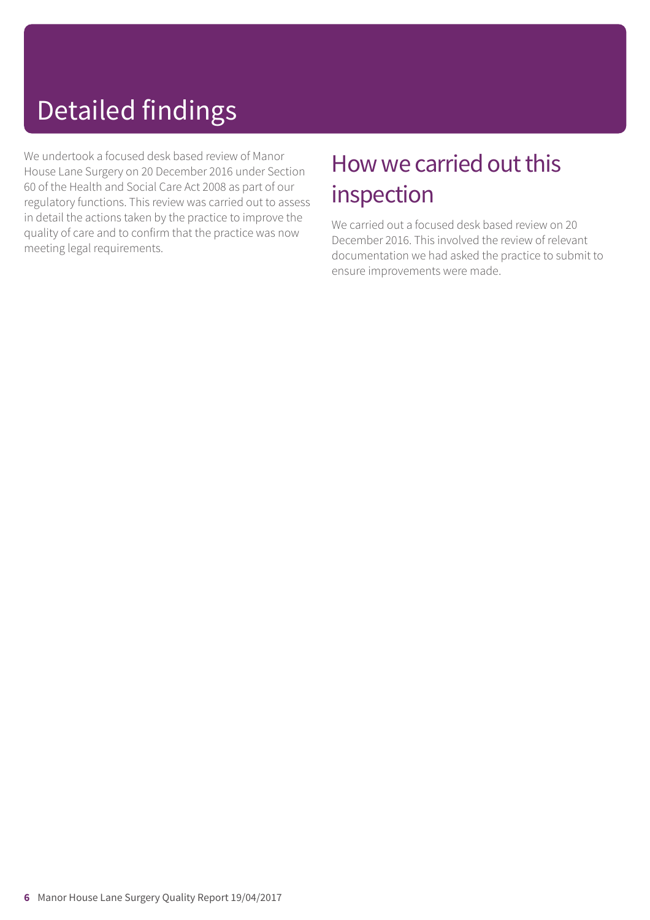# Detailed findings

We undertook a focused desk based review of Manor House Lane Surgery on 20 December 2016 under Section 60 of the Health and Social Care Act 2008 as part of our regulatory functions. This review was carried out to assess in detail the actions taken by the practice to improve the quality of care and to confirm that the practice was now meeting legal requirements.

## How we carried out this inspection

We carried out a focused desk based review on 20 December 2016. This involved the review of relevant documentation we had asked the practice to submit to ensure improvements were made.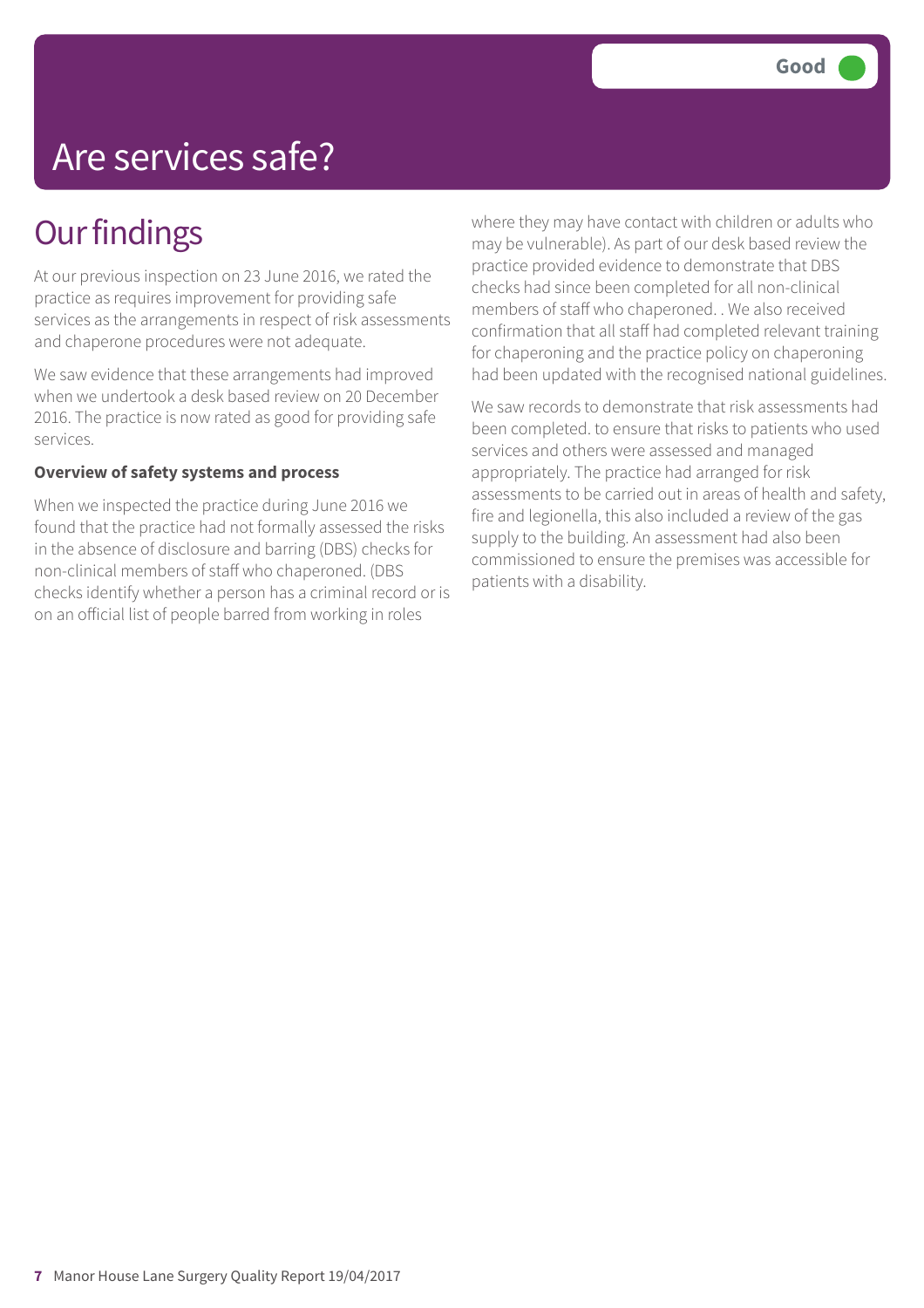# Are services safe?

Good

## Our findings

At our previous inspection on 23 June 2016, we rated the practice as requires improvement for providing safe services as the arrangements in respect of risk assessments and chaperone procedures were not adequate.

We saw evidence that these arrangements had improved when we undertook a desk based review on 20 December 2016. The practice is now rated as good for providing safe services.

**Overview of safety systems and process**

When we inspected the practice during June 2016 we found that the practice had not formally assessed the risks in the absence of disclosure and barring (DBS) checks for non-clinical members of staff who chaperoned. (DBS checks identify whether a person has a criminal record or is on an official list of people barred from working in roles where they may have contact with children or adults who may be vulnerable). As part of our desk based review the practice provided evidence to demonstrate that DBS checks had since been completed for all non-clinical members of staff who chaperoned. . We also received confirmation that all staff had completed relevant training for chaperoning and the practice policy on chaperoning had been updated with the recognised national guidelines.

We saw records to demonstrate that risk assessments had been completed. to ensure that risks to patients who used services and others were assessed and managed appropriately. The practice had arranged for risk assessments to be carried out in areas of health and safety, fire and legionella, this also included a review of the gas supply to the building. An assessment had also been commissioned to ensure the premises was accessible for patients with a disability.